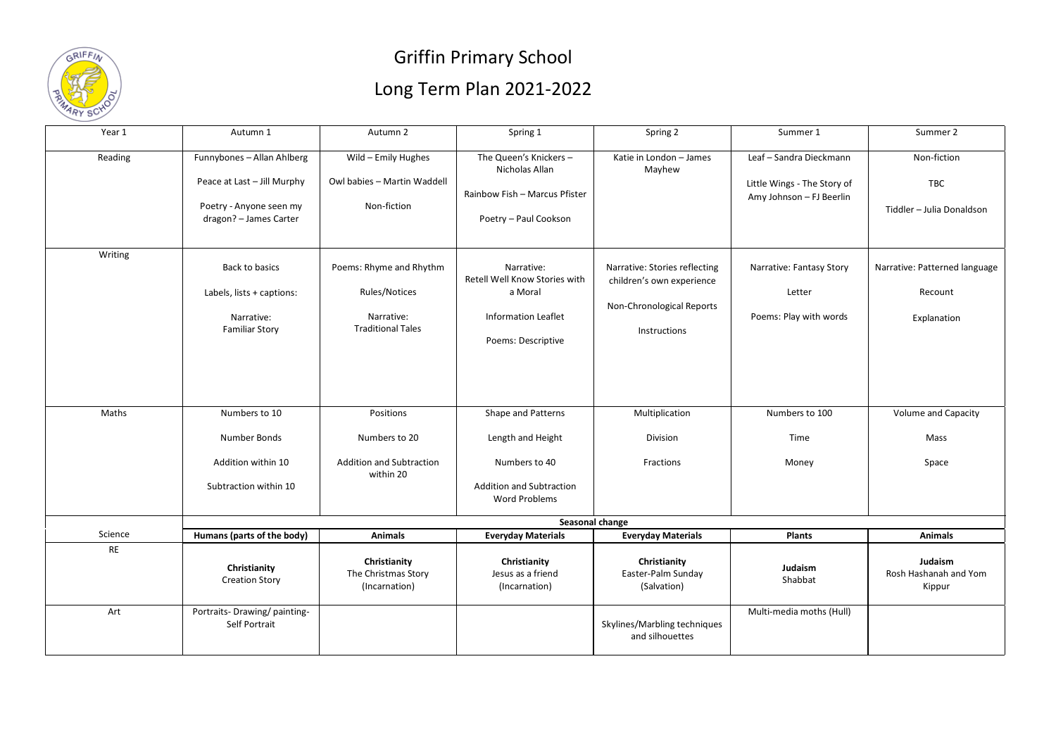# Griffin Primary School

## Long Term Plan 2021-2022

| Year 1 | Autumn 1 | Autumn 2 | Spring 1 | Spring 2 | Summer 1 | Summer 2 |
|---|---|---|---|---|---|---|
| Reading | Funnybones – Allan Ahlberg<br>Peace at Last – Jill Murphy<br>Poetry - Anyone seen my dragon? – James Carter | Wild – Emily Hughes<br>Owl babies – Martin Waddell<br>Non-fiction | The Queen's Knickers – Nicholas Allan<br>Rainbow Fish – Marcus Pfister<br>Poetry – Paul Cookson | Katie in London – James Mayhew | Leaf – Sandra Dieckmann<br>Little Wings - The Story of Amy Johnson – FJ Beerlin | Non-fiction<br>TBC<br>Tiddler – Julia Donaldson |
| Writing | Back to basics<br>Labels, lists + captions:<br>Narrative: Familiar Story | Poems: Rhyme and Rhythm<br>Rules/Notices<br>Narrative: Traditional Tales | Narrative: Retell Well Know Stories with a Moral<br>Information Leaflet<br>Poems: Descriptive | Narrative: Stories reflecting children's own experience<br>Non-Chronological Reports<br>Instructions | Narrative: Fantasy Story<br>Letter<br>Poems: Play with words | Narrative: Patterned language<br>Recount<br>Explanation |
| Maths | Numbers to 10<br>Number Bonds<br>Addition within 10<br>Subtraction within 10 | Positions<br>Numbers to 20<br>Addition and Subtraction within 20 | Shape and Patterns<br>Length and Height<br>Numbers to 40<br>Addition and Subtraction Word Problems | Multiplication<br>Division<br>Fractions | Numbers to 100<br>Time<br>Money | Volume and Capacity<br>Mass<br>Space |
| | **Seasonal change** | | | | | |
| Science | **Humans (parts of the body)** | **Animals** | **Everyday Materials** | **Everyday Materials** | **Plants** | **Animals** |
| RE | **Christianity**<br>Creation Story | **Christianity**<br>The Christmas Story<br>(Incarnation) | **Christianity**<br>Jesus as a friend<br>(Incarnation) | **Christianity**<br>Easter-Palm Sunday<br>(Salvation) | **Judaism**<br>Shabbat | **Judaism**<br>Rosh Hashanah and Yom Kippur |
| Art | Portraits- Drawing/ painting- Self Portrait | | | Skylines/Marbling techniques and silhouettes | Multi-media moths (Hull) | |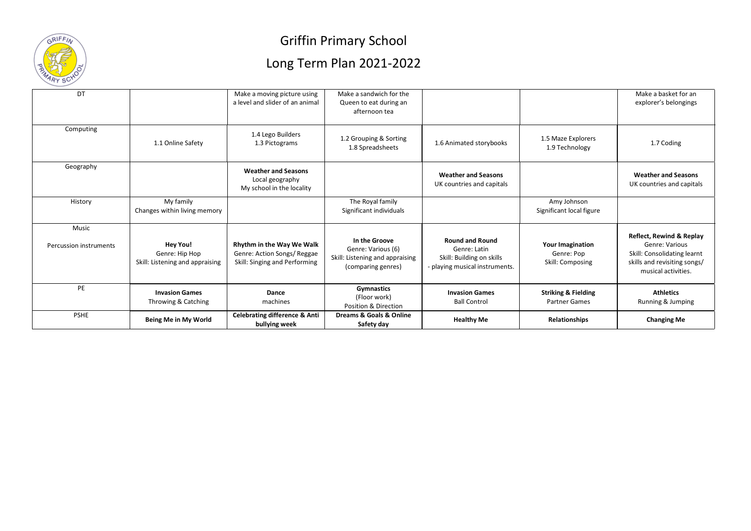# Griffin Primary School

## Long Term Plan 2021-2022

| | | | | | | |
|---|---|---|---|---|---|---|
| DT | | Make a moving picture using a level and slider of an animal | Make a sandwich for the Queen to eat during an afternoon tea | | | Make a basket for an explorer's belongings |
| Computing | 1.1 Online Safety | 1.4 Lego Builders<br>1.3 Pictograms | 1.2 Grouping & Sorting<br>1.8 Spreadsheets | 1.6 Animated storybooks | 1.5 Maze Explorers<br>1.9 Technology | 1.7 Coding |
| Geography | | **Weather and Seasons**<br>Local geography<br>My school in the locality | | **Weather and Seasons**<br>UK countries and capitals | | **Weather and Seasons**<br>UK countries and capitals |
| History | My family<br>Changes within living memory | | The Royal family<br>Significant individuals | | Amy Johnson<br>Significant local figure | |
| Music<br><br>Percussion instruments | **Hey You!**<br>Genre: Hip Hop<br>Skill: Listening and appraising | **Rhythm in the Way We Walk**<br>Genre: Action Songs/ Reggae<br>Skill: Singing and Performing | **In the Groove**<br>Genre: Various (6)<br>Skill: Listening and appraising (comparing genres) | **Round and Round**<br>Genre: Latin<br>Skill: Building on skills - playing musical instruments. | **Your Imagination**<br>Genre: Pop<br>Skill: Composing | **Reflect, Rewind & Replay**<br>Genre: Various<br>Skill: Consolidating learnt skills and revisiting songs/ musical activities. |
| PE | **Invasion Games**<br>Throwing & Catching | **Dance**<br>machines | **Gymnastics**<br>(Floor work)<br>Position & Direction | **Invasion Games**<br>Ball Control | **Striking & Fielding**<br>Partner Games | **Athletics**<br>Running & Jumping |
| PSHE | **Being Me in My World** | **Celebrating difference & Anti bullying week** | **Dreams & Goals & Online Safety day** | **Healthy Me** | **Relationships** | **Changing Me** |